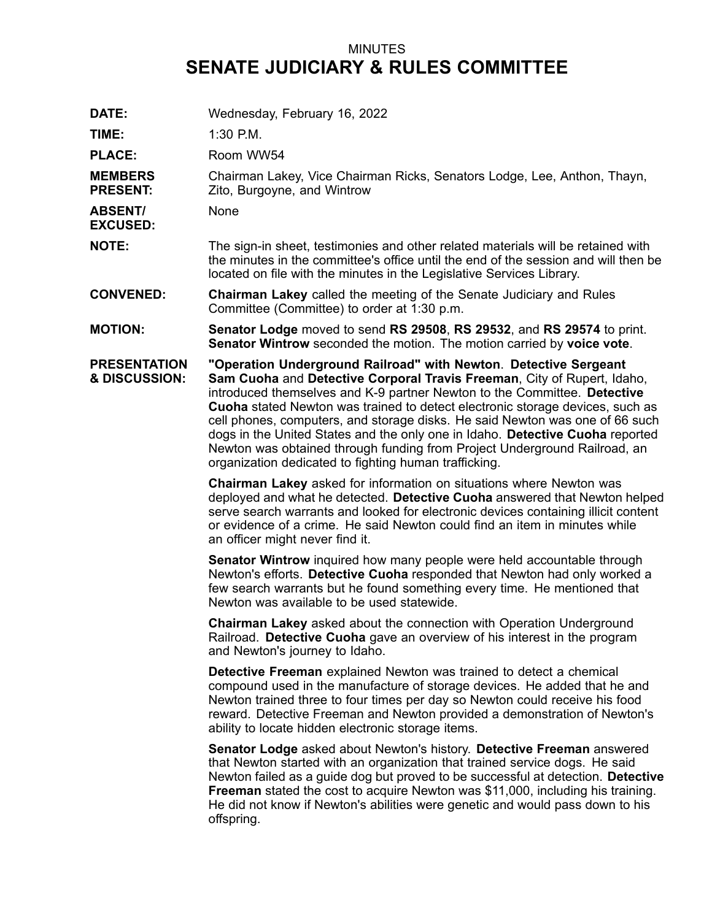MINUTES

# SENATE JUDICIARY & RULES COMMITTEE

**DATE:** Wednesday, February 16, 2022

**TIME:** 1:30 P.M.

**PLACE:** Room WW54

**MEMBERS PRESENT:** Chairman Lakey, Vice Chairman Ricks, Senators Lodge, Lee, Anthon, Thayn, Zito, Burgoyne, and Wintrow

**ABSENT/ EXCUSED:** None

**NOTE:** The sign-in sheet, testimonies and other related materials will be retained with the minutes in the committee's office until the end of the session and will then be located on file with the minutes in the Legislative Services Library.

**CONVENED:** **Chairman Lakey** called the meeting of the Senate Judiciary and Rules Committee (Committee) to order at 1:30 p.m.

**MOTION:** **Senator Lodge** moved to send **RS 29508**, **RS 29532**, and **RS 29574** to print. **Senator Wintrow** seconded the motion. The motion carried by **voice vote**.

**PRESENTATION & DISCUSSION:** **"Operation Underground Railroad" with Newton**. **Detective Sergeant Sam Cuoha** and **Detective Corporal Travis Freeman**, City of Rupert, Idaho, introduced themselves and K-9 partner Newton to the Committee. **Detective Cuoha** stated Newton was trained to detect electronic storage devices, such as cell phones, computers, and storage disks. He said Newton was one of 66 such dogs in the United States and the only one in Idaho. **Detective Cuoha** reported Newton was obtained through funding from Project Underground Railroad, an organization dedicated to fighting human trafficking.

**Chairman Lakey** asked for information on situations where Newton was deployed and what he detected. **Detective Cuoha** answered that Newton helped serve search warrants and looked for electronic devices containing illicit content or evidence of a crime. He said Newton could find an item in minutes while an officer might never find it.

**Senator Wintrow** inquired how many people were held accountable through Newton's efforts. **Detective Cuoha** responded that Newton had only worked a few search warrants but he found something every time. He mentioned that Newton was available to be used statewide.

**Chairman Lakey** asked about the connection with Operation Underground Railroad. **Detective Cuoha** gave an overview of his interest in the program and Newton's journey to Idaho.

**Detective Freeman** explained Newton was trained to detect a chemical compound used in the manufacture of storage devices. He added that he and Newton trained three to four times per day so Newton could receive his food reward. Detective Freeman and Newton provided a demonstration of Newton's ability to locate hidden electronic storage items.

**Senator Lodge** asked about Newton's history. **Detective Freeman** answered that Newton started with an organization that trained service dogs. He said Newton failed as a guide dog but proved to be successful at detection. **Detective Freeman** stated the cost to acquire Newton was $11,000, including his training. He did not know if Newton's abilities were genetic and would pass down to his offspring.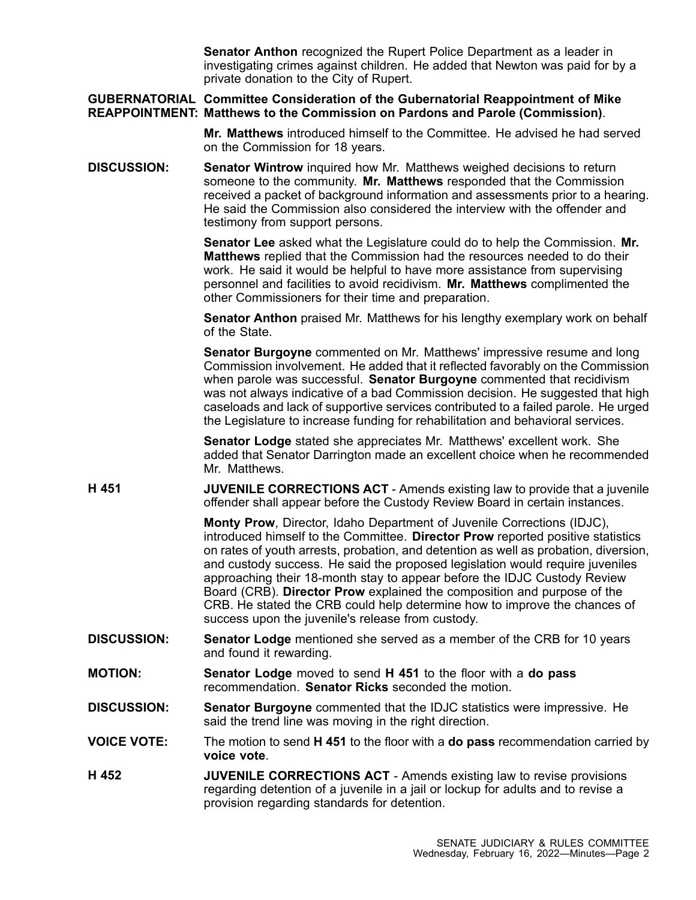**Senator Anthon** recognized the Rupert Police Department as a leader in investigating crimes against children. He added that Newton was paid for by a private donation to the City of Rupert.

**GUBERNATORIAL REAPPOINTMENT:** **Committee Consideration of the Gubernatorial Reappointment of Mike Matthews to the Commission on Pardons and Parole (Commission)**.

**Mr. Matthews** introduced himself to the Committee. He advised he had served on the Commission for 18 years.

**DISCUSSION:** **Senator Wintrow** inquired how Mr. Matthews weighed decisions to return someone to the community. **Mr. Matthews** responded that the Commission received a packet of background information and assessments prior to a hearing. He said the Commission also considered the interview with the offender and testimony from support persons.

**Senator Lee** asked what the Legislature could do to help the Commission. **Mr. Matthews** replied that the Commission had the resources needed to do their work. He said it would be helpful to have more assistance from supervising personnel and facilities to avoid recidivism. **Mr. Matthews** complimented the other Commissioners for their time and preparation.

**Senator Anthon** praised Mr. Matthews for his lengthy exemplary work on behalf of the State.

**Senator Burgoyne** commented on Mr. Matthews' impressive resume and long Commission involvement. He added that it reflected favorably on the Commission when parole was successful. **Senator Burgoyne** commented that recidivism was not always indicative of a bad Commission decision. He suggested that high caseloads and lack of supportive services contributed to a failed parole. He urged the Legislature to increase funding for rehabilitation and behavioral services.

**Senator Lodge** stated she appreciates Mr. Matthews' excellent work. She added that Senator Darrington made an excellent choice when he recommended Mr. Matthews.

**H 451** **JUVENILE CORRECTIONS ACT** - Amends existing law to provide that a juvenile offender shall appear before the Custody Review Board in certain instances.

**Monty Prow**, Director, Idaho Department of Juvenile Corrections (IDJC), introduced himself to the Committee. **Director Prow** reported positive statistics on rates of youth arrests, probation, and detention as well as probation, diversion, and custody success. He said the proposed legislation would require juveniles approaching their 18-month stay to appear before the IDJC Custody Review Board (CRB). **Director Prow** explained the composition and purpose of the CRB. He stated the CRB could help determine how to improve the chances of success upon the juvenile's release from custody.

**DISCUSSION:** **Senator Lodge** mentioned she served as a member of the CRB for 10 years and found it rewarding.

**MOTION:** **Senator Lodge** moved to send **H 451** to the floor with a **do pass** recommendation. **Senator Ricks** seconded the motion.

**DISCUSSION:** **Senator Burgoyne** commented that the IDJC statistics were impressive. He said the trend line was moving in the right direction.

**VOICE VOTE:** The motion to send **H 451** to the floor with a **do pass** recommendation carried by **voice vote**.

**H 452** **JUVENILE CORRECTIONS ACT** - Amends existing law to revise provisions regarding detention of a juvenile in a jail or lockup for adults and to revise a provision regarding standards for detention.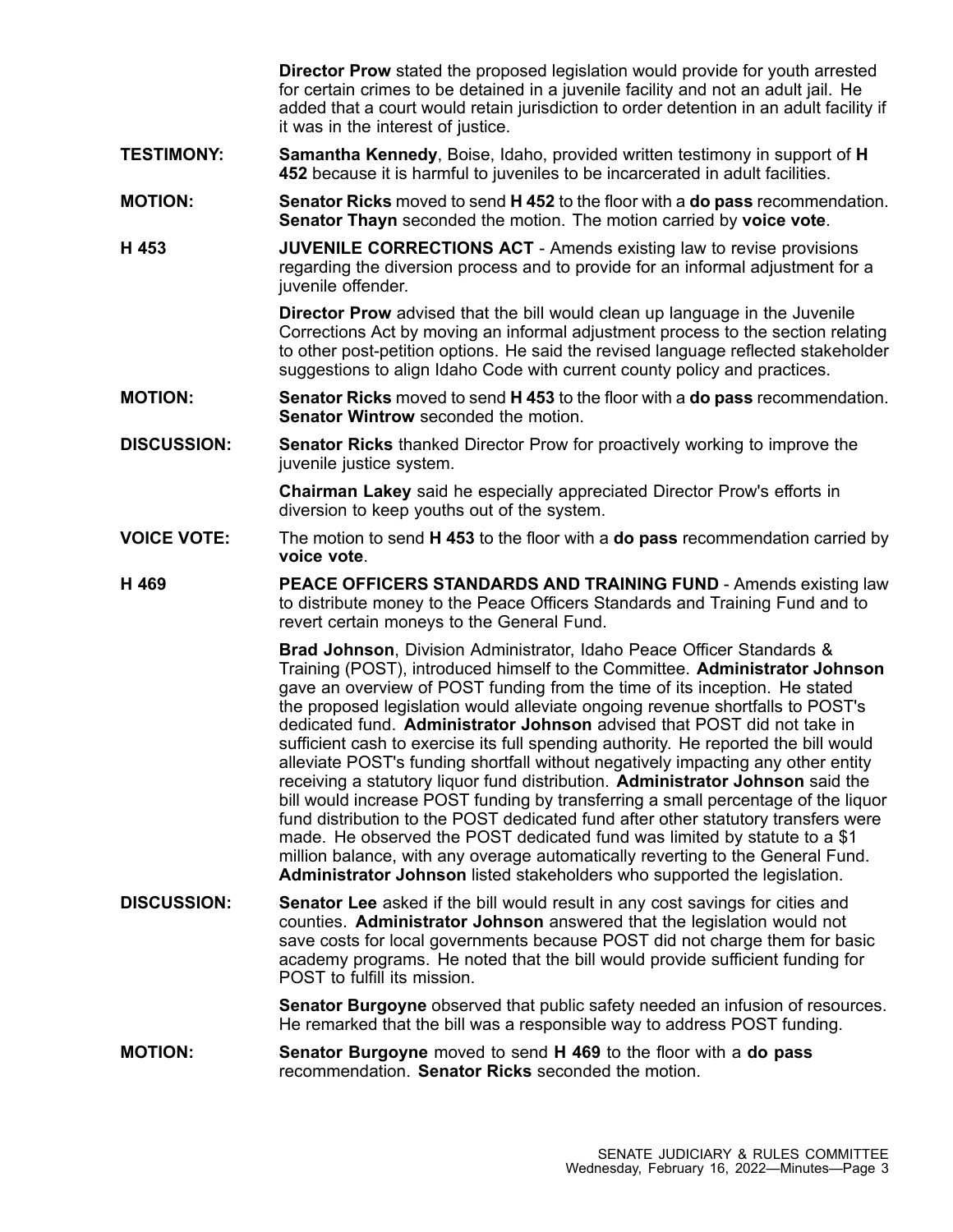**Director Prow** stated the proposed legislation would provide for youth arrested for certain crimes to be detained in a juvenile facility and not an adult jail. He added that a court would retain jurisdiction to order detention in an adult facility if it was in the interest of justice.

**TESTIMONY:** **Samantha Kennedy**, Boise, Idaho, provided written testimony in support of **H 452** because it is harmful to juveniles to be incarcerated in adult facilities.

**MOTION:** **Senator Ricks** moved to send **H 452** to the floor with a **do pass** recommendation. **Senator Thayn** seconded the motion. The motion carried by **voice vote**.

**H 453** **JUVENILE CORRECTIONS ACT** - Amends existing law to revise provisions regarding the diversion process and to provide for an informal adjustment for a juvenile offender.

**Director Prow** advised that the bill would clean up language in the Juvenile Corrections Act by moving an informal adjustment process to the section relating to other post-petition options. He said the revised language reflected stakeholder suggestions to align Idaho Code with current county policy and practices.

**MOTION:** **Senator Ricks** moved to send **H 453** to the floor with a **do pass** recommendation. **Senator Wintrow** seconded the motion.

**DISCUSSION:** **Senator Ricks** thanked Director Prow for proactively working to improve the juvenile justice system.

**Chairman Lakey** said he especially appreciated Director Prow's efforts in diversion to keep youths out of the system.

**VOICE VOTE:** The motion to send **H 453** to the floor with a **do pass** recommendation carried by **voice vote**.

**H 469** **PEACE OFFICERS STANDARDS AND TRAINING FUND** - Amends existing law to distribute money to the Peace Officers Standards and Training Fund and to revert certain moneys to the General Fund.

**Brad Johnson**, Division Administrator, Idaho Peace Officer Standards & Training (POST), introduced himself to the Committee. **Administrator Johnson** gave an overview of POST funding from the time of its inception. He stated the proposed legislation would alleviate ongoing revenue shortfalls to POST's dedicated fund. **Administrator Johnson** advised that POST did not take in sufficient cash to exercise its full spending authority. He reported the bill would alleviate POST's funding shortfall without negatively impacting any other entity receiving a statutory liquor fund distribution. **Administrator Johnson** said the bill would increase POST funding by transferring a small percentage of the liquor fund distribution to the POST dedicated fund after other statutory transfers were made. He observed the POST dedicated fund was limited by statute to a $1 million balance, with any overage automatically reverting to the General Fund. **Administrator Johnson** listed stakeholders who supported the legislation.

**DISCUSSION:** **Senator Lee** asked if the bill would result in any cost savings for cities and counties. **Administrator Johnson** answered that the legislation would not save costs for local governments because POST did not charge them for basic academy programs. He noted that the bill would provide sufficient funding for POST to fulfill its mission.

**Senator Burgoyne** observed that public safety needed an infusion of resources. He remarked that the bill was a responsible way to address POST funding.

**MOTION:** **Senator Burgoyne** moved to send **H 469** to the floor with a **do pass** recommendation. **Senator Ricks** seconded the motion.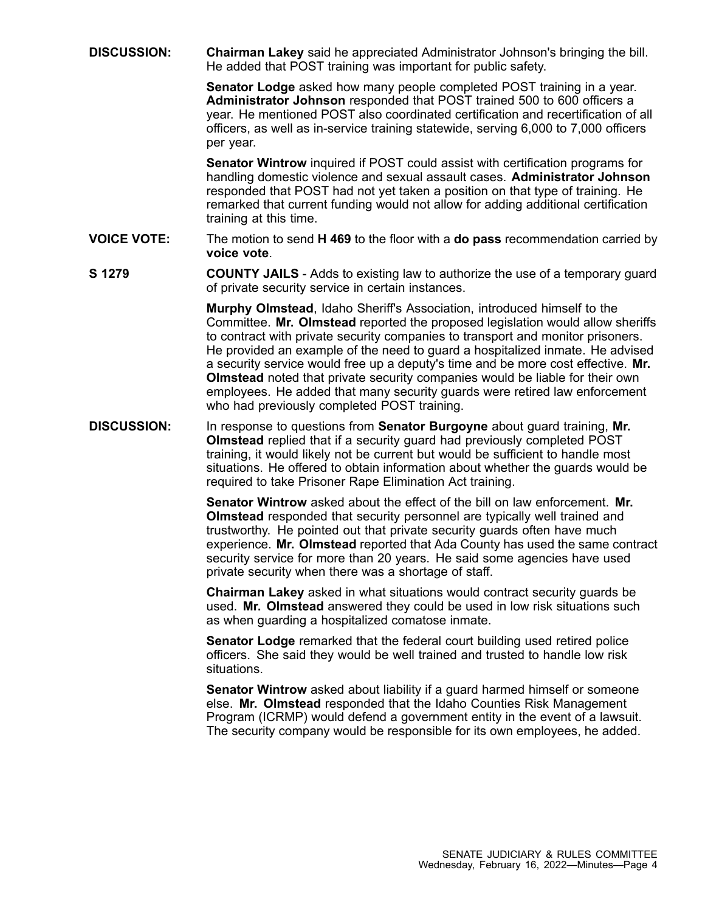**DISCUSSION:** **Chairman Lakey** said he appreciated Administrator Johnson's bringing the bill. He added that POST training was important for public safety.

**Senator Lodge** asked how many people completed POST training in a year. **Administrator Johnson** responded that POST trained 500 to 600 officers a year. He mentioned POST also coordinated certification and recertification of all officers, as well as in-service training statewide, serving 6,000 to 7,000 officers per year.

**Senator Wintrow** inquired if POST could assist with certification programs for handling domestic violence and sexual assault cases. **Administrator Johnson** responded that POST had not yet taken a position on that type of training. He remarked that current funding would not allow for adding additional certification training at this time.

**VOICE VOTE:** The motion to send **H 469** to the floor with a **do pass** recommendation carried by **voice vote**.

**S 1279** **COUNTY JAILS** - Adds to existing law to authorize the use of a temporary guard of private security service in certain instances.

**Murphy Olmstead**, Idaho Sheriff's Association, introduced himself to the Committee. **Mr. Olmstead** reported the proposed legislation would allow sheriffs to contract with private security companies to transport and monitor prisoners. He provided an example of the need to guard a hospitalized inmate. He advised a security service would free up a deputy's time and be more cost effective. **Mr. Olmstead** noted that private security companies would be liable for their own employees. He added that many security guards were retired law enforcement who had previously completed POST training.

**DISCUSSION:** In response to questions from **Senator Burgoyne** about guard training, **Mr. Olmstead** replied that if a security guard had previously completed POST training, it would likely not be current but would be sufficient to handle most situations. He offered to obtain information about whether the guards would be required to take Prisoner Rape Elimination Act training.

**Senator Wintrow** asked about the effect of the bill on law enforcement. **Mr. Olmstead** responded that security personnel are typically well trained and trustworthy. He pointed out that private security guards often have much experience. **Mr. Olmstead** reported that Ada County has used the same contract security service for more than 20 years. He said some agencies have used private security when there was a shortage of staff.

**Chairman Lakey** asked in what situations would contract security guards be used. **Mr. Olmstead** answered they could be used in low risk situations such as when guarding a hospitalized comatose inmate.

**Senator Lodge** remarked that the federal court building used retired police officers. She said they would be well trained and trusted to handle low risk situations.

**Senator Wintrow** asked about liability if a guard harmed himself or someone else. **Mr. Olmstead** responded that the Idaho Counties Risk Management Program (ICRMP) would defend a government entity in the event of a lawsuit. The security company would be responsible for its own employees, he added.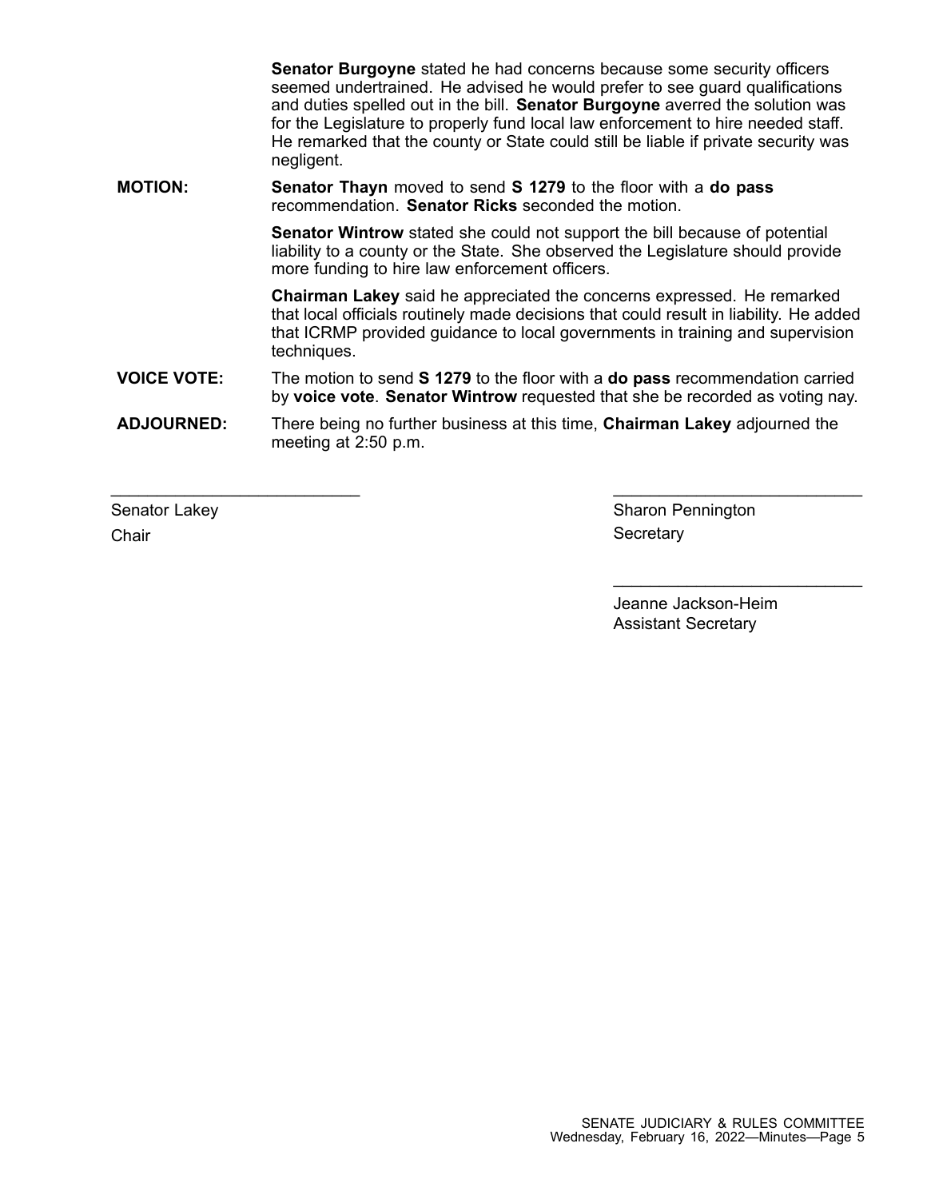**Senator Burgoyne** stated he had concerns because some security officers seemed undertrained. He advised he would prefer to see guard qualifications and duties spelled out in the bill. **Senator Burgoyne** averred the solution was for the Legislature to properly fund local law enforcement to hire needed staff. He remarked that the county or State could still be liable if private security was negligent.

**MOTION:** **Senator Thayn** moved to send **S 1279** to the floor with a **do pass** recommendation. **Senator Ricks** seconded the motion.

**Senator Wintrow** stated she could not support the bill because of potential liability to a county or the State. She observed the Legislature should provide more funding to hire law enforcement officers.

**Chairman Lakey** said he appreciated the concerns expressed. He remarked that local officials routinely made decisions that could result in liability. He added that ICRMP provided guidance to local governments in training and supervision techniques.

**VOICE VOTE:** The motion to send **S 1279** to the floor with a **do pass** recommendation carried by **voice vote**. **Senator Wintrow** requested that she be recorded as voting nay.

**ADJOURNED:** There being no further business at this time, **Chairman Lakey** adjourned the meeting at 2:50 p.m.

___________________________
Senator Lakey
Chair

___________________________
Sharon Pennington
Secretary

___________________________
Jeanne Jackson-Heim
Assistant Secretary